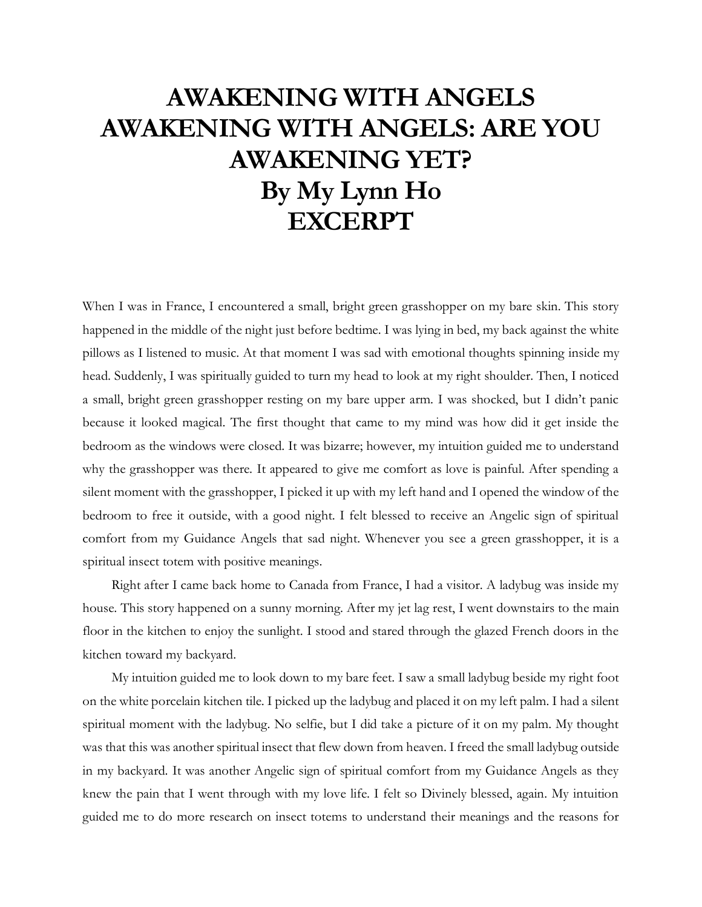# AWAKENING WITH ANGELS
# AWAKENING WITH ANGELS: ARE YOU AWAKENING YET?
# By My Lynn Ho
# EXCERPT

When I was in France, I encountered a small, bright green grasshopper on my bare skin. This story happened in the middle of the night just before bedtime. I was lying in bed, my back against the white pillows as I listened to music. At that moment I was sad with emotional thoughts spinning inside my head. Suddenly, I was spiritually guided to turn my head to look at my right shoulder. Then, I noticed a small, bright green grasshopper resting on my bare upper arm. I was shocked, but I didn't panic because it looked magical. The first thought that came to my mind was how did it get inside the bedroom as the windows were closed. It was bizarre; however, my intuition guided me to understand why the grasshopper was there. It appeared to give me comfort as love is painful. After spending a silent moment with the grasshopper, I picked it up with my left hand and I opened the window of the bedroom to free it outside, with a good night. I felt blessed to receive an Angelic sign of spiritual comfort from my Guidance Angels that sad night. Whenever you see a green grasshopper, it is a spiritual insect totem with positive meanings.

Right after I came back home to Canada from France, I had a visitor. A ladybug was inside my house. This story happened on a sunny morning. After my jet lag rest, I went downstairs to the main floor in the kitchen to enjoy the sunlight. I stood and stared through the glazed French doors in the kitchen toward my backyard.

My intuition guided me to look down to my bare feet. I saw a small ladybug beside my right foot on the white porcelain kitchen tile. I picked up the ladybug and placed it on my left palm. I had a silent spiritual moment with the ladybug. No selfie, but I did take a picture of it on my palm. My thought was that this was another spiritual insect that flew down from heaven. I freed the small ladybug outside in my backyard. It was another Angelic sign of spiritual comfort from my Guidance Angels as they knew the pain that I went through with my love life. I felt so Divinely blessed, again. My intuition guided me to do more research on insect totems to understand their meanings and the reasons for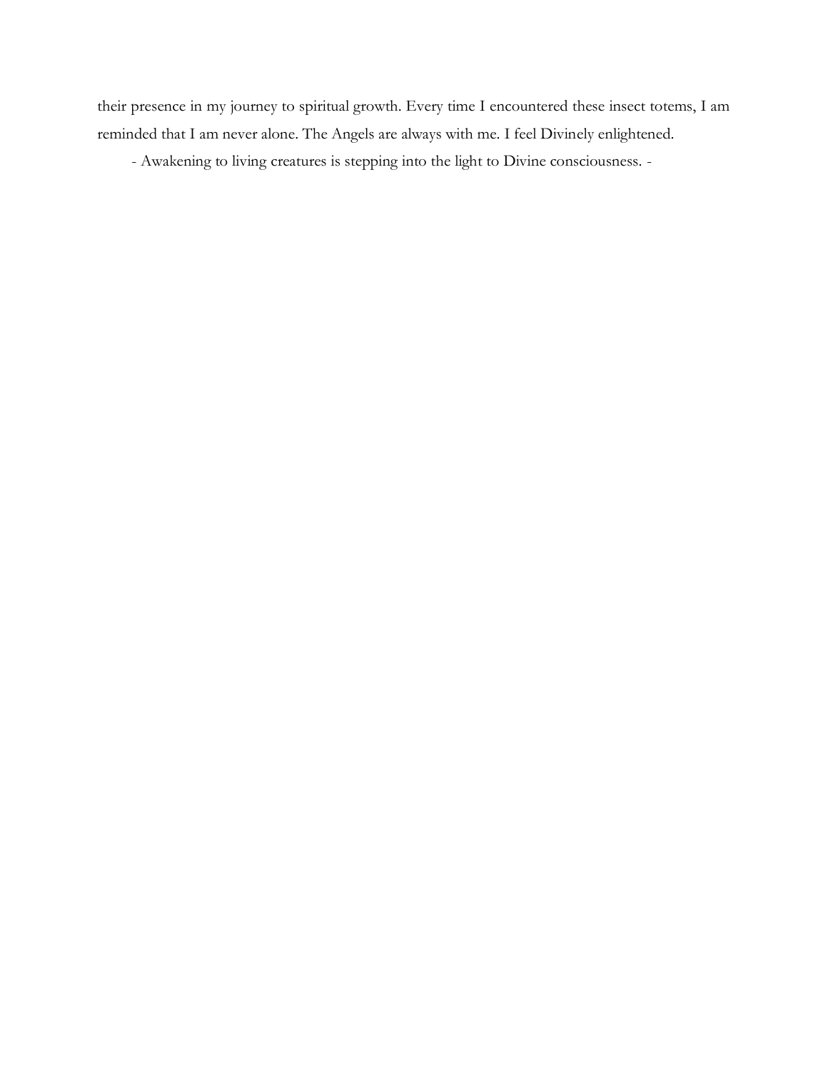their presence in my journey to spiritual growth. Every time I encountered these insect totems, I am reminded that I am never alone. The Angels are always with me. I feel Divinely enlightened.

- Awakening to living creatures is stepping into the light to Divine consciousness. -